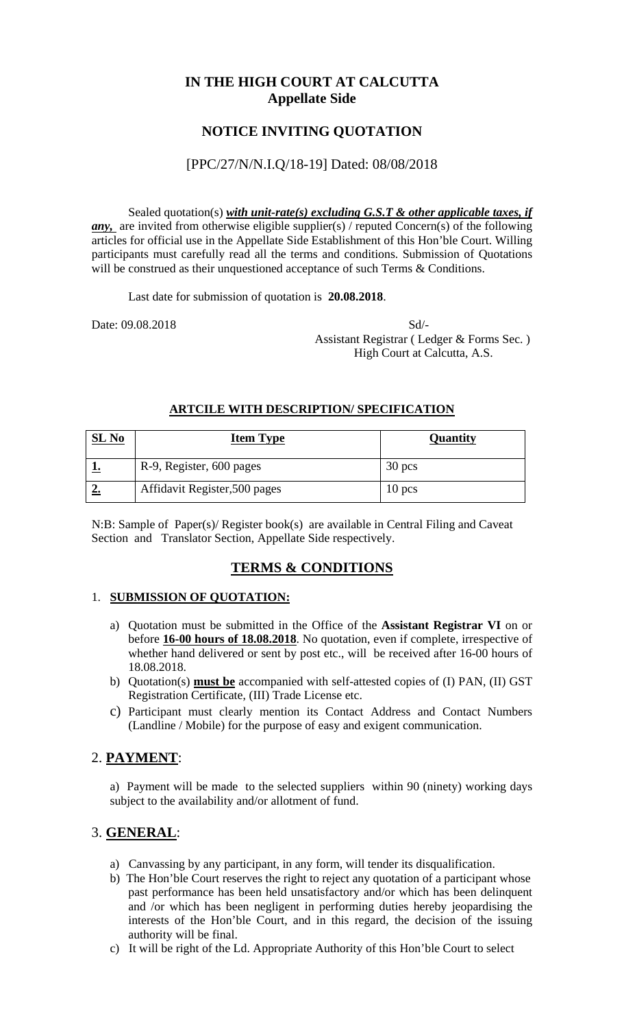# IN THE HIGH COURT AT CALCUTTA
## Appellate Side

## NOTICE INVITING QUOTATION

[PPC/27/N/N.I.Q/18-19] Dated: 08/08/2018

Sealed quotation(s) ***with unit-rate(s) excluding G.S.T & other applicable taxes, if any,*** are invited from otherwise eligible supplier(s) / reputed Concern(s) of the following articles for official use in the Appellate Side Establishment of this Hon'ble Court. Willing participants must carefully read all the terms and conditions. Submission of Quotations will be construed as their unquestioned acceptance of such Terms & Conditions.

Last date for submission of quotation is **20.08.2018**.

Date: 09.08.2018

Sd/-
Assistant Registrar ( Ledger & Forms Sec. )
High Court at Calcutta, A.S.

**ARTCILE WITH DESCRIPTION/ SPECIFICATION**

| SL No | Item Type | Quantity |
|---|---|---|
| **1.** | R-9, Register, 600 pages | 30 pcs |
| **2.** | Affidavit Register,500 pages | 10 pcs |

N:B: Sample of Paper(s)/ Register book(s) are available in Central Filing and Caveat Section and Translator Section, Appellate Side respectively.

## TERMS & CONDITIONS

1. **SUBMISSION OF QUOTATION:**
   a) Quotation must be submitted in the Office of the **Assistant Registrar VI** on or before **16-00 hours of 18.08.2018**. No quotation, even if complete, irrespective of whether hand delivered or sent by post etc., will be received after 16-00 hours of 18.08.2018.
   b) Quotation(s) **must be** accompanied with self-attested copies of (I) PAN, (II) GST Registration Certificate, (III) Trade License etc.
   c) Participant must clearly mention its Contact Address and Contact Numbers (Landline / Mobile) for the purpose of easy and exigent communication.

## 2. PAYMENT:

a) Payment will be made to the selected suppliers within 90 (ninety) working days subject to the availability and/or allotment of fund.

## 3. GENERAL:

a) Canvassing by any participant, in any form, will tender its disqualification.
b) The Hon'ble Court reserves the right to reject any quotation of a participant whose past performance has been held unsatisfactory and/or which has been delinquent and /or which has been negligent in performing duties hereby jeopardising the interests of the Hon'ble Court, and in this regard, the decision of the issuing authority will be final.
c) It will be right of the Ld. Appropriate Authority of this Hon'ble Court to select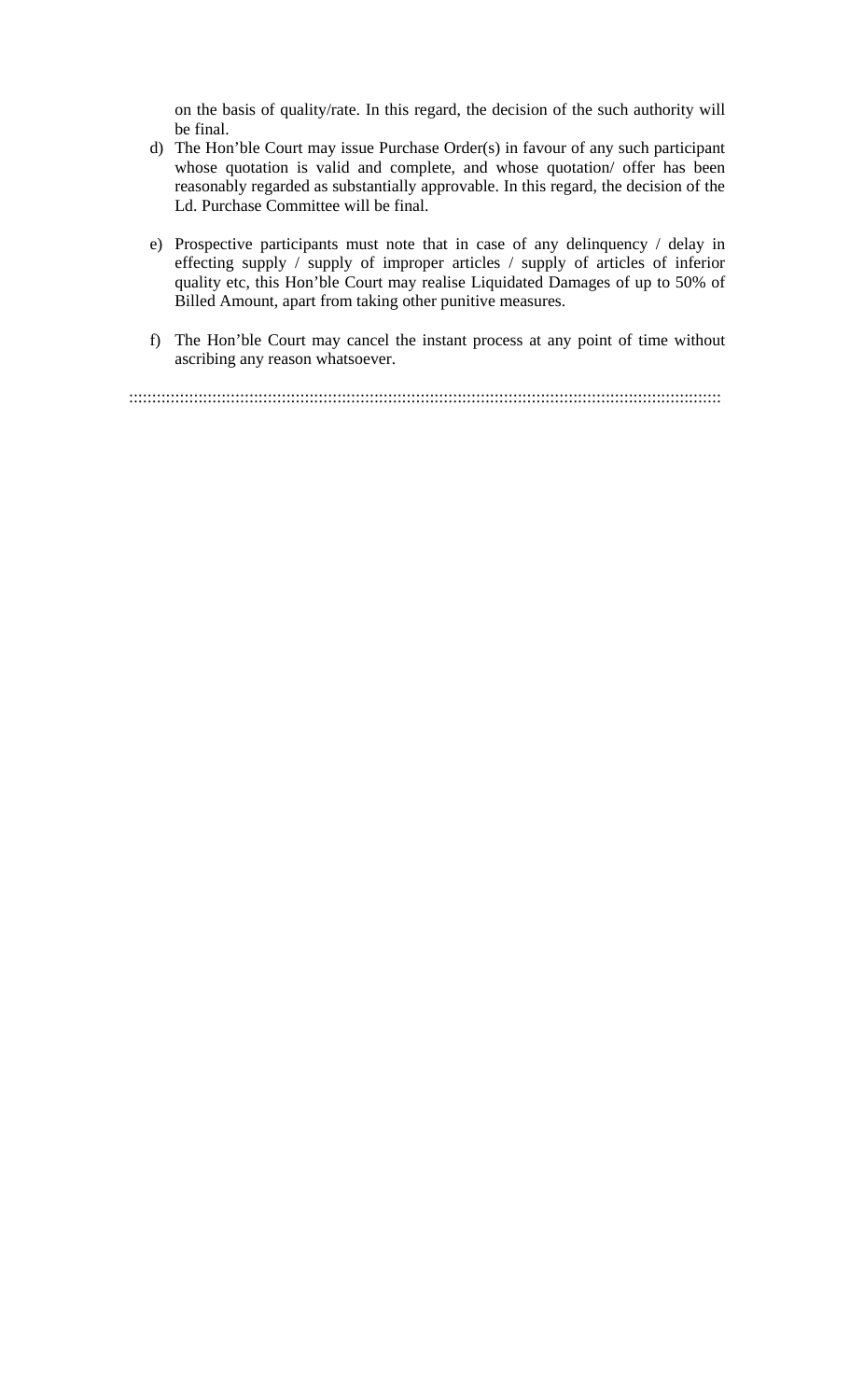on the basis of quality/rate. In this regard, the decision of the such authority will be final.

d) The Hon'ble Court may issue Purchase Order(s) in favour of any such participant whose quotation is valid and complete, and whose quotation/ offer has been reasonably regarded as substantially approvable. In this regard, the decision of the Ld. Purchase Committee will be final.

e) Prospective participants must note that in case of any delinquency / delay in effecting supply / supply of improper articles / supply of articles of inferior quality etc, this Hon'ble Court may realise Liquidated Damages of up to 50% of Billed Amount, apart from taking other punitive measures.

f) The Hon'ble Court may cancel the instant process at any point of time without ascribing any reason whatsoever.

::::::::::::::::::::::::::::::::::::::::::::::::::::::::::::::::::::::::::::::::::::::::::::::::::::::::::::::::::::::::::::::::::::::::